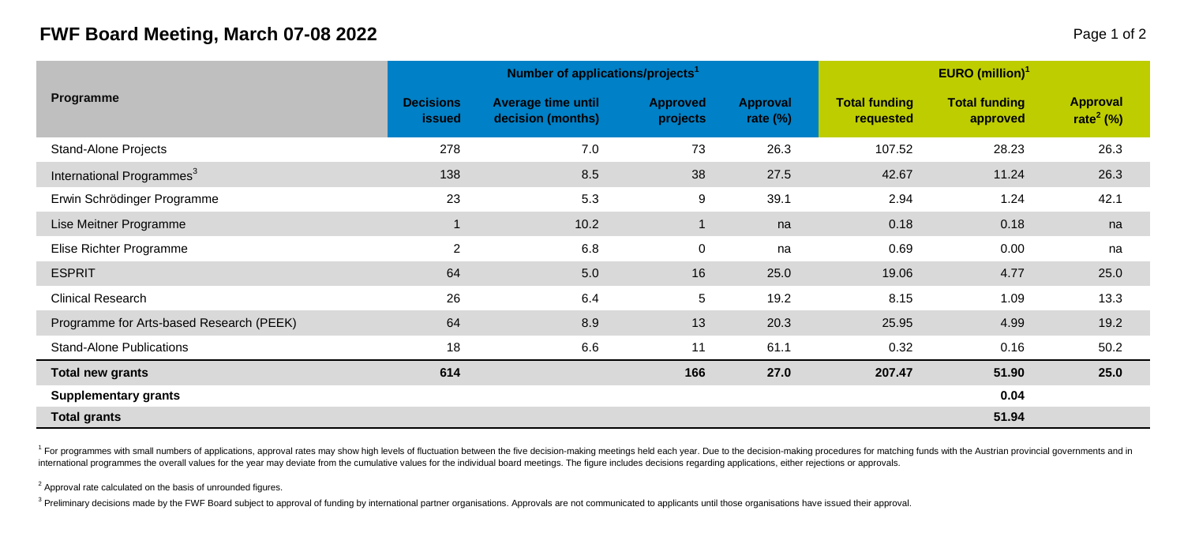# FWF Board Meeting, March 07-08 2022

| Programme | Number of applications/projects[1] | | | | EURO (million)[1] | | |
|---|---|---|---|---|---|---|---|
| | Decisions issued | Average time until decision (months) | Approved projects | Approval rate (%) | Total funding requested | Total funding approved | Approval rate[2] (%) |
| Stand-Alone Projects | 278 | 7.0 | 73 | 26.3 | 107.52 | 28.23 | 26.3 |
| International Programmes[3] | 138 | 8.5 | 38 | 27.5 | 42.67 | 11.24 | 26.3 |
| Erwin Schrödinger Programme | 23 | 5.3 | 9 | 39.1 | 2.94 | 1.24 | 42.1 |
| Lise Meitner Programme | 1 | 10.2 | 1 | na | 0.18 | 0.18 | na |
| Elise Richter Programme | 2 | 6.8 | 0 | na | 0.69 | 0.00 | na |
| ESPRIT | 64 | 5.0 | 16 | 25.0 | 19.06 | 4.77 | 25.0 |
| Clinical Research | 26 | 6.4 | 5 | 19.2 | 8.15 | 1.09 | 13.3 |
| Programme for Arts-based Research (PEEK) | 64 | 8.9 | 13 | 20.3 | 25.95 | 4.99 | 19.2 |
| Stand-Alone Publications | 18 | 6.6 | 11 | 61.1 | 0.32 | 0.16 | 50.2 |
| **Total new grants** | **614** | | **166** | **27.0** | **207.47** | **51.90** | **25.0** |
| **Supplementary grants** | | | | | | **0.04** | |
| **Total grants** | | | | | | **51.94** | |

[1] For programmes with small numbers of applications, approval rates may show high levels of fluctuation between the five decision-making meetings held each year. Due to the decision-making procedures for matching funds with the Austrian provincial governments and in international programmes the overall values for the year may deviate from the cumulative values for the individual board meetings. The figure includes decisions regarding applications, either rejections or approvals.

[2] Approval rate calculated on the basis of unrounded figures.

[3] Preliminary decisions made by the FWF Board subject to approval of funding by international partner organisations. Approvals are not communicated to applicants until those organisations have issued their approval.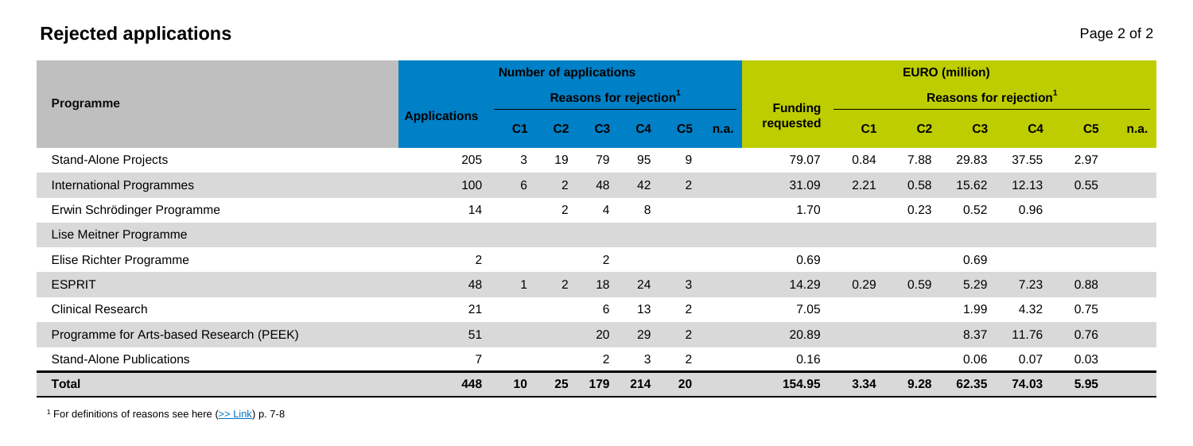## Rejected applications

| Programme | Number of applications | | | | | | | EURO (million) | | | | | | |
|---|---|---|---|---|---|---|---|---|---|---|---|---|---|---|
| | Applications | Reasons for rejection[1] | | | | | | Funding requested | Reasons for rejection[1] | | | | | |
| | | C1 | C2 | C3 | C4 | C5 | n.a. | | C1 | C2 | C3 | C4 | C5 | n.a. |
| Stand-Alone Projects | 205 | 3 | 19 | 79 | 95 | 9 | | 79.07 | 0.84 | 7.88 | 29.83 | 37.55 | 2.97 | |
| International Programmes | 100 | 6 | 2 | 48 | 42 | 2 | | 31.09 | 2.21 | 0.58 | 15.62 | 12.13 | 0.55 | |
| Erwin Schrödinger Programme | 14 | | 2 | 4 | 8 | | | 1.70 | | 0.23 | 0.52 | 0.96 | | |
| Lise Meitner Programme | | | | | | | | | | | | | | |
| Elise Richter Programme | 2 | | | 2 | | | | 0.69 | | | 0.69 | | | |
| ESPRIT | 48 | 1 | 2 | 18 | 24 | 3 | | 14.29 | 0.29 | 0.59 | 5.29 | 7.23 | 0.88 | |
| Clinical Research | 21 | | | 6 | 13 | 2 | | 7.05 | | | 1.99 | 4.32 | 0.75 | |
| Programme for Arts-based Research (PEEK) | 51 | | | 20 | 29 | 2 | | 20.89 | | | 8.37 | 11.76 | 0.76 | |
| Stand-Alone Publications | 7 | | | 2 | 3 | 2 | | 0.16 | | | 0.06 | 0.07 | 0.03 | |
| **Total** | **448** | **10** | **25** | **179** | **214** | **20** | | **154.95** | **3.34** | **9.28** | **62.35** | **74.03** | **5.95** | |

[1] For definitions of reasons see here (>> Link) p. 7-8